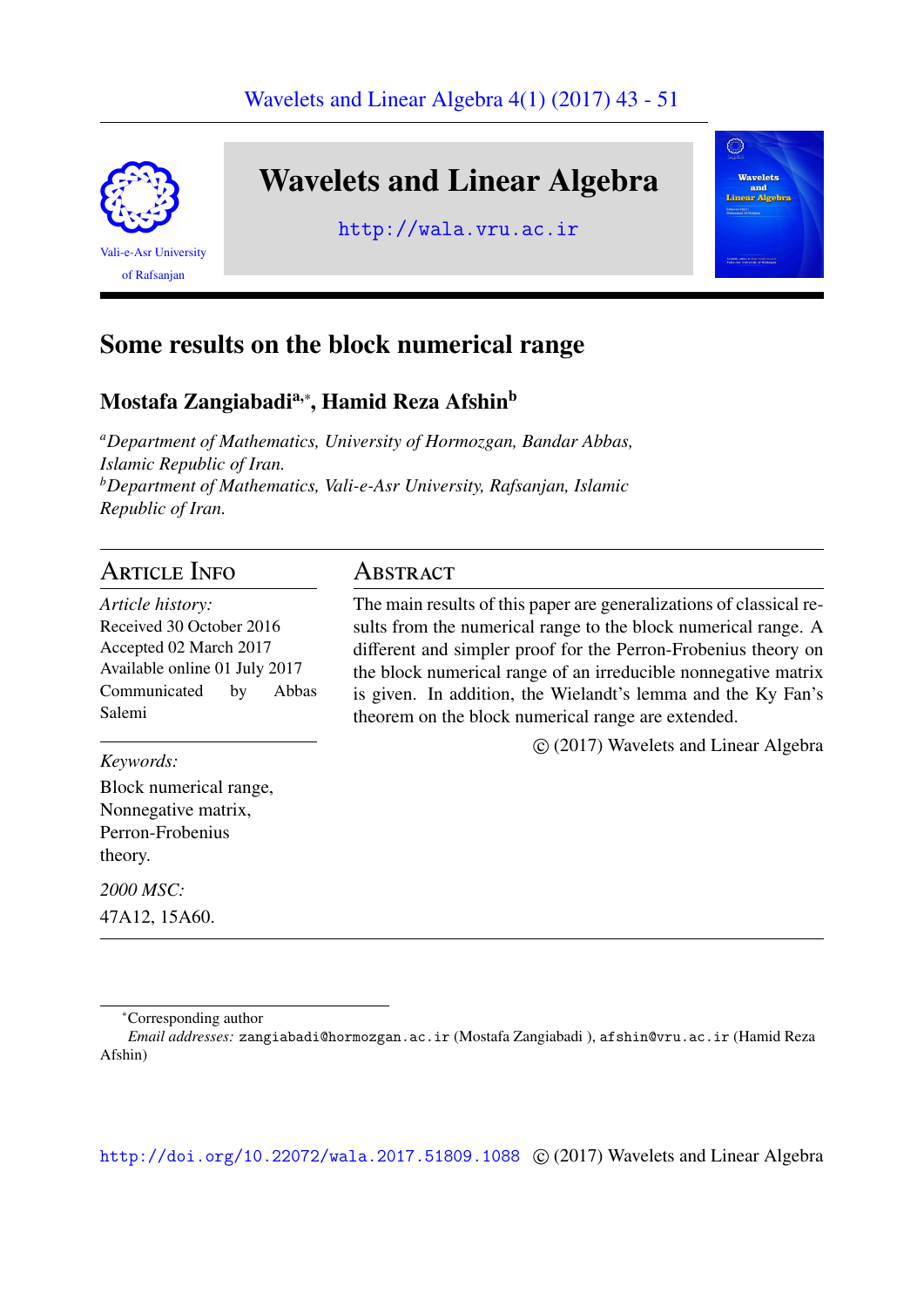# Some results on the block numerical range

**Mostafa Zangiabadi[a,*], Hamid Reza Afshin[b]**

[a] *Department of Mathematics, University of Hormozgan, Bandar Abbas, Islamic Republic of Iran.*
[b] *Department of Mathematics, Vali-e-Asr University, Rafsanjan, Islamic Republic of Iran.*

## Article Info

*Article history:*
Received 30 October 2016
Accepted 02 March 2017
Available online 01 July 2017
Communicated by Abbas Salemi

*Keywords:*
Block numerical range,
Nonnegative matrix,
Perron-Frobenius theory.

*2000 MSC:*
47A12, 15A60.

## Abstract

The main results of this paper are generalizations of classical results from the numerical range to the block numerical range. A different and simpler proof for the Perron-Frobenius theory on the block numerical range of an irreducible nonnegative matrix is given. In addition, the Wielandt's lemma and the Ky Fan's theorem on the block numerical range are extended.

© (2017) Wavelets and Linear Algebra

---

[*] Corresponding author
*Email addresses:* zangiabadi@hormozgan.ac.ir (Mostafa Zangiabadi ), afshin@vru.ac.ir (Hamid Reza Afshin)

http://doi.org/10.22072/wala.2017.51809.1088 © (2017) Wavelets and Linear Algebra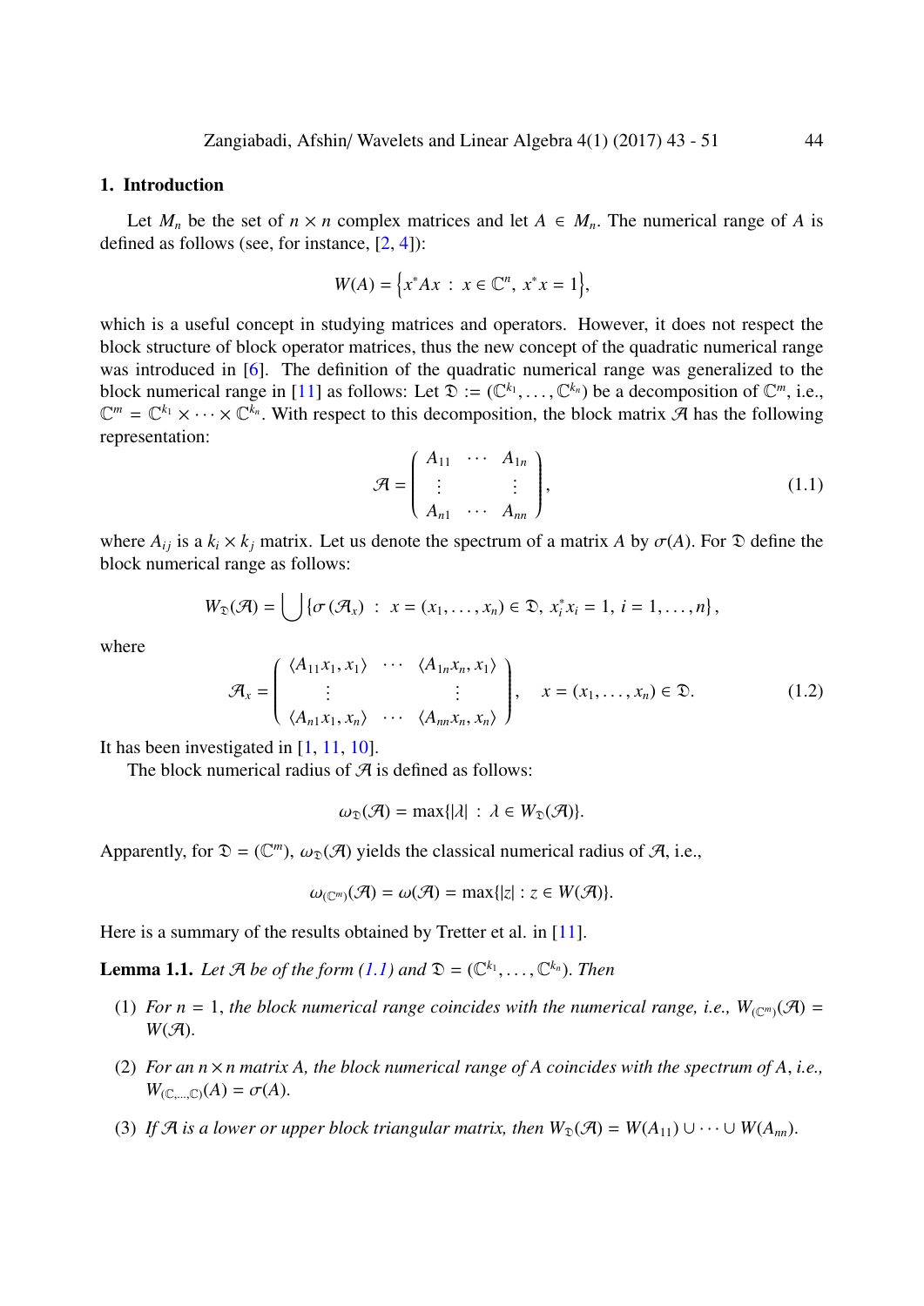## 1. Introduction

Let $M_n$ be the set of $n \times n$ complex matrices and let $A \in M_n$. The numerical range of $A$ is defined as follows (see, for instance, [2, 4]):

$$W(A) = \left\{x^* A x \; : \; x \in \mathbb{C}^n, \; x^* x = 1\right\},$$

which is a useful concept in studying matrices and operators. However, it does not respect the block structure of block operator matrices, thus the new concept of the quadratic numerical range was introduced in [6]. The definition of the quadratic numerical range was generalized to the block numerical range in [11] as follows: Let $\mathfrak{D} := (\mathbb{C}^{k_1}, \ldots, \mathbb{C}^{k_n})$ be a decomposition of $\mathbb{C}^m$, i.e., $\mathbb{C}^m = \mathbb{C}^{k_1} \times \cdots \times \mathbb{C}^{k_n}$. With respect to this decomposition, the block matrix $\mathcal{A}$ has the following representation:

$$\mathcal{A} = \begin{pmatrix} A_{11} & \cdots & A_{1n} \\ \vdots & & \vdots \\ A_{n1} & \cdots & A_{nn} \end{pmatrix}, \tag{1.1}$$

where $A_{ij}$ is a $k_i \times k_j$ matrix. Let us denote the spectrum of a matrix $A$ by $\sigma(A)$. For $\mathfrak{D}$ define the block numerical range as follows:

$$W_{\mathfrak{D}}(\mathcal{A}) = \bigcup \{\sigma(\mathcal{A}_x) \; : \; x = (x_1, \ldots, x_n) \in \mathfrak{D}, \; x_i^* x_i = 1, \; i = 1, \ldots, n\},$$

where

$$\mathcal{A}_x = \begin{pmatrix} \langle A_{11} x_1, x_1 \rangle & \cdots & \langle A_{1n} x_n, x_1 \rangle \\ \vdots & & \vdots \\ \langle A_{n1} x_1, x_n \rangle & \cdots & \langle A_{nn} x_n, x_n \rangle \end{pmatrix}, \quad x = (x_1, \ldots, x_n) \in \mathfrak{D}. \tag{1.2}$$

It has been investigated in [1, 11, 10].

The block numerical radius of $\mathcal{A}$ is defined as follows:

$$\omega_{\mathfrak{D}}(\mathcal{A}) = \max\{|\lambda| \; : \; \lambda \in W_{\mathfrak{D}}(\mathcal{A})\}.$$

Apparently, for $\mathfrak{D} = (\mathbb{C}^m)$, $\omega_{\mathfrak{D}}(\mathcal{A})$ yields the classical numerical radius of $\mathcal{A}$, i.e.,

$$\omega_{(\mathbb{C}^m)}(\mathcal{A}) = \omega(\mathcal{A}) = \max\{|z| : z \in W(\mathcal{A})\}.$$

Here is a summary of the results obtained by Tretter et al. in [11].

**Lemma 1.1.** *Let $\mathcal{A}$ be of the form (1.1) and $\mathfrak{D} = (\mathbb{C}^{k_1}, \ldots, \mathbb{C}^{k_n})$. Then*

(1) *For $n = 1$, the block numerical range coincides with the numerical range, i.e., $W_{(\mathbb{C}^m)}(\mathcal{A}) = W(\mathcal{A})$.*

(2) *For an $n \times n$ matrix $A$, the block numerical range of $A$ coincides with the spectrum of $A$, i.e., $W_{(\mathbb{C}, \ldots, \mathbb{C})}(A) = \sigma(A)$.*

(3) *If $\mathcal{A}$ is a lower or upper block triangular matrix, then $W_{\mathfrak{D}}(\mathcal{A}) = W(A_{11}) \cup \cdots \cup W(A_{nn})$.*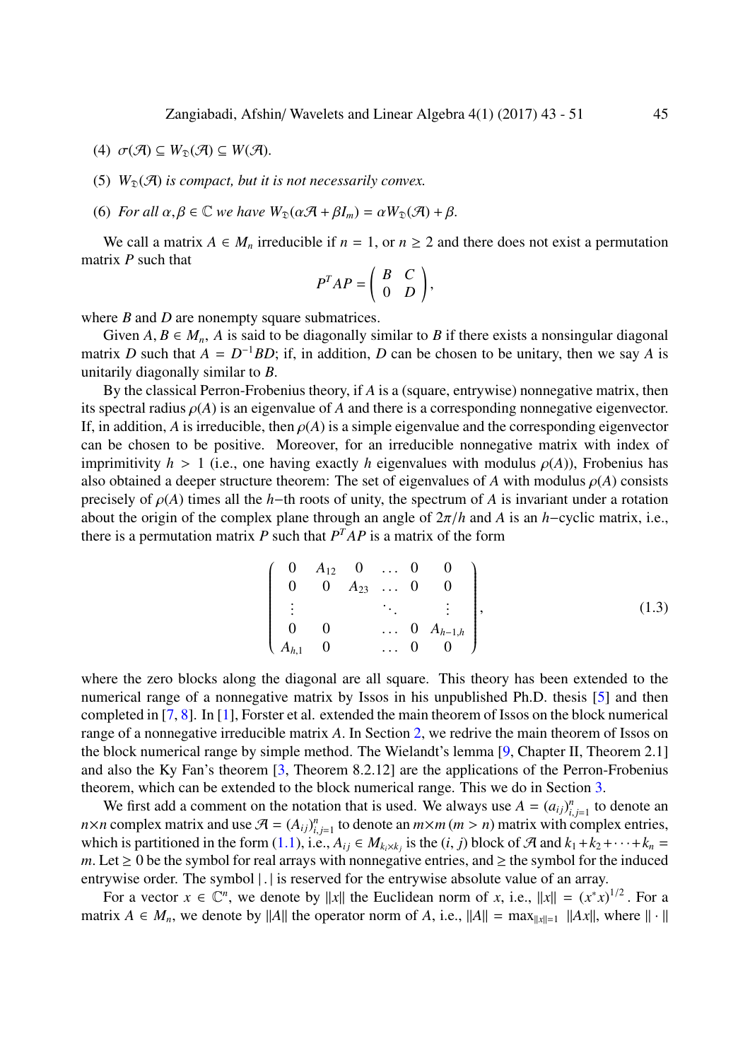(4) $\sigma(\mathcal{A}) \subseteq W_{\mathfrak{D}}(\mathcal{A}) \subseteq W(\mathcal{A})$.

(5) *$W_{\mathfrak{D}}(\mathcal{A})$ is compact, but it is not necessarily convex.*

(6) *For all $\alpha, \beta \in \mathbb{C}$ we have $W_{\mathfrak{D}}(\alpha\mathcal{A} + \beta I_m) = \alpha W_{\mathfrak{D}}(\mathcal{A}) + \beta$.*

We call a matrix $A \in M_n$ irreducible if $n = 1$, or $n \geq 2$ and there does not exist a permutation matrix $P$ such that

$$P^T AP = \begin{pmatrix} B & C \\ 0 & D \end{pmatrix},$$

where $B$ and $D$ are nonempty square submatrices.

Given $A, B \in M_n$, $A$ is said to be diagonally similar to $B$ if there exists a nonsingular diagonal matrix $D$ such that $A = D^{-1}BD$; if, in addition, $D$ can be chosen to be unitary, then we say $A$ is unitarily diagonally similar to $B$.

By the classical Perron-Frobenius theory, if $A$ is a (square, entrywise) nonnegative matrix, then its spectral radius $\rho(A)$ is an eigenvalue of $A$ and there is a corresponding nonnegative eigenvector. If, in addition, $A$ is irreducible, then $\rho(A)$ is a simple eigenvalue and the corresponding eigenvector can be chosen to be positive. Moreover, for an irreducible nonnegative matrix with index of imprimitivity $h > 1$ (i.e., one having exactly $h$ eigenvalues with modulus $\rho(A)$), Frobenius has also obtained a deeper structure theorem: The set of eigenvalues of $A$ with modulus $\rho(A)$ consists precisely of $\rho(A)$ times all the $h-$th roots of unity, the spectrum of $A$ is invariant under a rotation about the origin of the complex plane through an angle of $2\pi/h$ and $A$ is an $h-$cyclic matrix, i.e., there is a permutation matrix $P$ such that $P^T AP$ is a matrix of the form

$$\begin{pmatrix} 0 & A_{12} & 0 & \dots & 0 & 0 \\ 0 & 0 & A_{23} & \dots & 0 & 0 \\ \vdots & & & \ddots & & \vdots \\ 0 & 0 & & \dots & 0 & A_{h-1,h} \\ A_{h,1} & 0 & & \dots & 0 & 0 \end{pmatrix}, \tag{1.3}$$

where the zero blocks along the diagonal are all square. This theory has been extended to the numerical range of a nonnegative matrix by Issos in his unpublished Ph.D. thesis [5] and then completed in [7, 8]. In [1], Forster et al. extended the main theorem of Issos on the block numerical range of a nonnegative irreducible matrix $A$. In Section 2, we redrive the main theorem of Issos on the block numerical range by simple method. The Wielandt's lemma [9, Chapter II, Theorem 2.1] and also the Ky Fan's theorem [3, Theorem 8.2.12] are the applications of the Perron-Frobenius theorem, which can be extended to the block numerical range. This we do in Section 3.

We first add a comment on the notation that is used. We always use $A = (a_{ij})_{i,j=1}^n$ to denote an $n \times n$ complex matrix and use $\mathcal{A} = (A_{ij})_{i,j=1}^n$ to denote an $m \times m$ $(m > n)$ matrix with complex entries, which is partitioned in the form (1.1), i.e., $A_{ij} \in M_{k_i \times k_j}$ is the $(i, j)$ block of $\mathcal{A}$ and $k_1 + k_2 + \cdots + k_n = m$. Let $\geq 0$ be the symbol for real arrays with nonnegative entries, and $\geq$ the symbol for the induced entrywise order. The symbol $|\,.\,|$ is reserved for the entrywise absolute value of an array.

For a vector $x \in \mathbb{C}^n$, we denote by $\|x\|$ the Euclidean norm of $x$, i.e., $\|x\| = (x^* x)^{1/2}$. For a matrix $A \in M_n$, we denote by $\|A\|$ the operator norm of $A$, i.e., $\|A\| = \max_{\|x\|=1} \|Ax\|$, where $\|\cdot\|$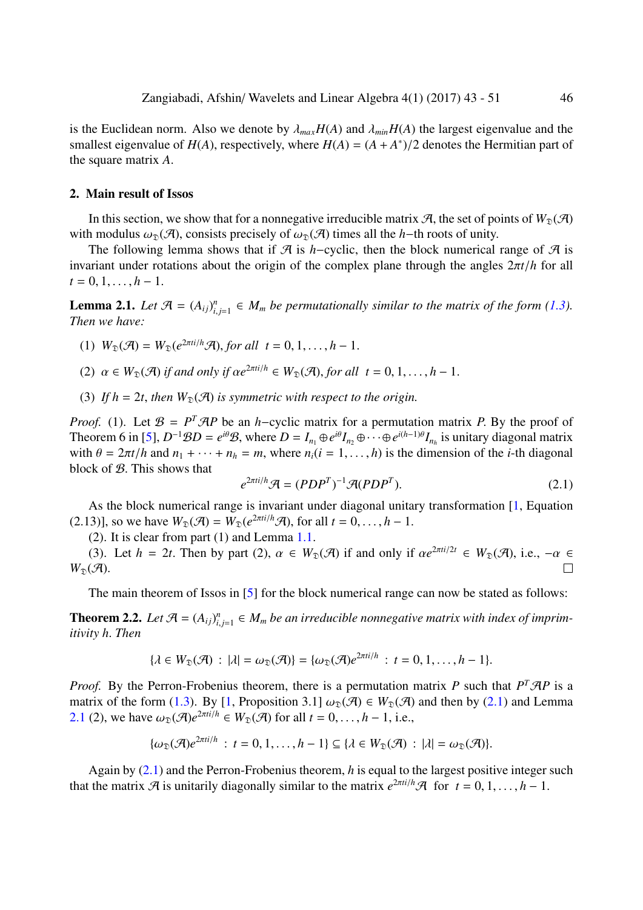is the Euclidean norm. Also we denote by $\lambda_{max}H(A)$ and $\lambda_{min}H(A)$ the largest eigenvalue and the smallest eigenvalue of $H(A)$, respectively, where $H(A) = (A + A^*)/2$ denotes the Hermitian part of the square matrix $A$.

## 2. Main result of Issos

In this section, we show that for a nonnegative irreducible matrix $\mathcal{A}$, the set of points of $W_{\mathfrak{D}}(\mathcal{A})$ with modulus $\omega_{\mathfrak{D}}(\mathcal{A})$, consists precisely of $\omega_{\mathfrak{D}}(\mathcal{A})$ times all the $h-$th roots of unity.

The following lemma shows that if $\mathcal{A}$ is $h-$cyclic, then the block numerical range of $\mathcal{A}$ is invariant under rotations about the origin of the complex plane through the angles $2\pi t/h$ for all $t = 0, 1, \ldots, h-1$.

**Lemma 2.1.** *Let $\mathcal{A} = (A_{ij})_{i,j=1}^{n} \in M_m$ be permutationally similar to the matrix of the form (1.3). Then we have:*

(1) *$W_{\mathfrak{D}}(\mathcal{A}) = W_{\mathfrak{D}}(e^{2\pi ti/h}\mathcal{A})$, for all $t = 0, 1, \ldots, h-1$.*

(2) *$\alpha \in W_{\mathfrak{D}}(\mathcal{A})$ if and only if $\alpha e^{2\pi ti/h} \in W_{\mathfrak{D}}(\mathcal{A})$, for all $t = 0, 1, \ldots, h-1$.*

(3) *If $h = 2t$, then $W_{\mathfrak{D}}(\mathcal{A})$ is symmetric with respect to the origin.*

*Proof.* (1). Let $\mathcal{B} = P^T\mathcal{A}P$ be an $h-$cyclic matrix for a permutation matrix $P$. By the proof of Theorem 6 in [5], $D^{-1}\mathcal{B}D = e^{i\theta}\mathcal{B}$, where $D = I_{n_1} \oplus e^{i\theta}I_{n_2} \oplus \cdots \oplus e^{i(h-1)\theta}I_{n_h}$ is unitary diagonal matrix with $\theta = 2\pi t/h$ and $n_1 + \cdots + n_h = m$, where $n_i (i = 1, \ldots, h)$ is the dimension of the $i$-th diagonal block of $\mathcal{B}$. This shows that

$$e^{2\pi ti/h}\mathcal{A} = (PDP^T)^{-1}\mathcal{A}(PDP^T). \tag{2.1}$$

As the block numerical range is invariant under diagonal unitary transformation [1, Equation (2.13)], so we have $W_{\mathfrak{D}}(\mathcal{A}) = W_{\mathfrak{D}}(e^{2\pi ti/h}\mathcal{A})$, for all $t = 0, \ldots, h-1$.

(2). It is clear from part (1) and Lemma 1.1.

(3). Let $h = 2t$. Then by part (2), $\alpha \in W_{\mathfrak{D}}(\mathcal{A})$ if and only if $\alpha e^{2\pi ti/2t} \in W_{\mathfrak{D}}(\mathcal{A})$, i.e., $-\alpha \in W_{\mathfrak{D}}(\mathcal{A})$. $\square$

The main theorem of Issos in [5] for the block numerical range can now be stated as follows:

**Theorem 2.2.** *Let $\mathcal{A} = (A_{ij})_{i,j=1}^{n} \in M_m$ be an irreducible nonnegative matrix with index of imprimitivity $h$. Then*

$$\{\lambda \in W_{\mathfrak{D}}(\mathcal{A}) \,:\, |\lambda| = \omega_{\mathfrak{D}}(\mathcal{A})\} = \{\omega_{\mathfrak{D}}(\mathcal{A})e^{2\pi ti/h} \,:\, t = 0, 1, \ldots, h-1\}.$$

*Proof.* By the Perron-Frobenius theorem, there is a permutation matrix $P$ such that $P^T\mathcal{A}P$ is a matrix of the form (1.3). By [1, Proposition 3.1] $\omega_{\mathfrak{D}}(\mathcal{A}) \in W_{\mathfrak{D}}(\mathcal{A})$ and then by (2.1) and Lemma 2.1 (2), we have $\omega_{\mathfrak{D}}(\mathcal{A})e^{2\pi ti/h} \in W_{\mathfrak{D}}(\mathcal{A})$ for all $t = 0, \ldots, h-1$, i.e.,

$$\{\omega_{\mathfrak{D}}(\mathcal{A})e^{2\pi ti/h} \,:\, t = 0, 1, \ldots, h-1\} \subseteq \{\lambda \in W_{\mathfrak{D}}(\mathcal{A}) \,:\, |\lambda| = \omega_{\mathfrak{D}}(\mathcal{A})\}.$$

Again by (2.1) and the Perron-Frobenius theorem, $h$ is equal to the largest positive integer such that the matrix $\mathcal{A}$ is unitarily diagonally similar to the matrix $e^{2\pi ti/h}\mathcal{A}$ for $t = 0, 1, \ldots, h-1$.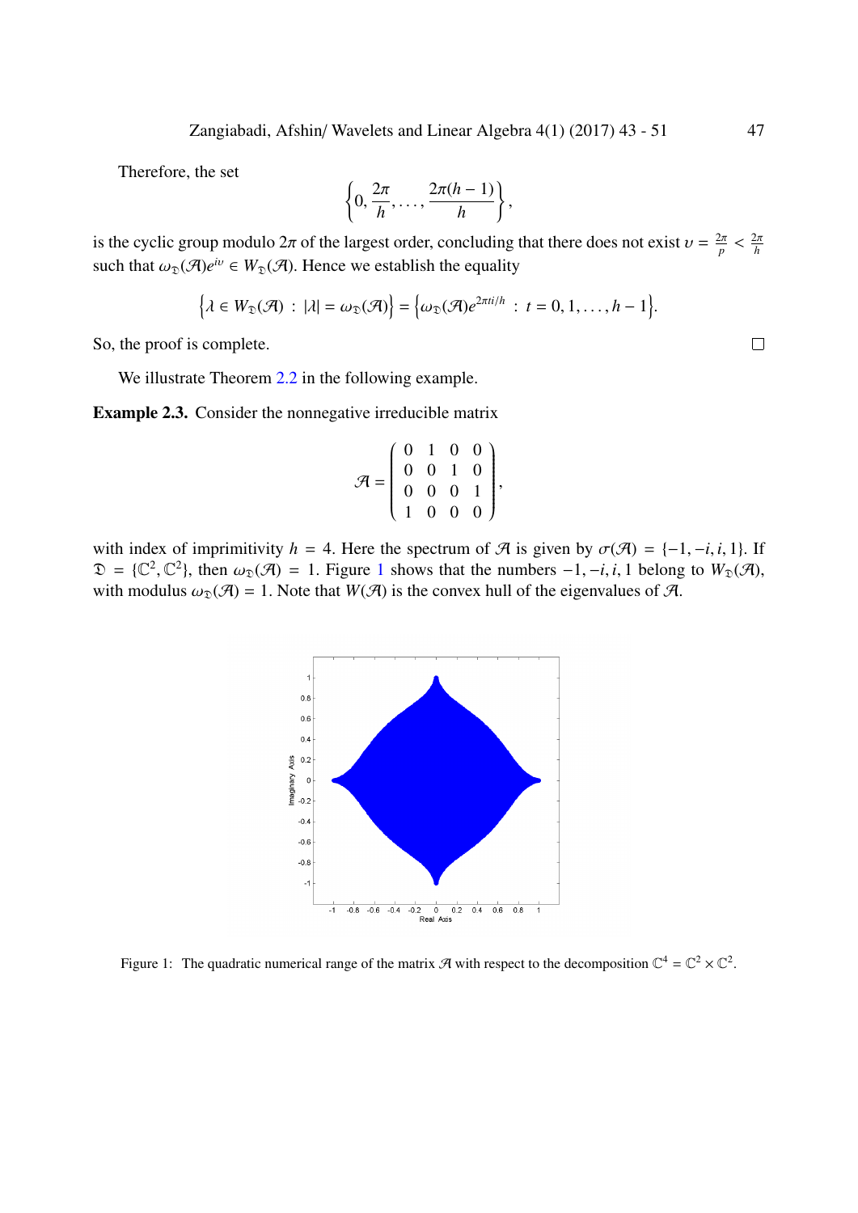Therefore, the set

$$\left\{0, \frac{2\pi}{h}, \dots, \frac{2\pi(h-1)}{h}\right\},$$

is the cyclic group modulo $2\pi$ of the largest order, concluding that there does not exist $\upsilon = \frac{2\pi}{p} < \frac{2\pi}{h}$ such that $\omega_{\mathfrak{D}}(\mathcal{A})e^{i\upsilon} \in W_{\mathfrak{D}}(\mathcal{A})$. Hence we establish the equality

$$\left\{\lambda \in W_{\mathfrak{D}}(\mathcal{A}) \,:\, |\lambda| = \omega_{\mathfrak{D}}(\mathcal{A})\right\} = \left\{\omega_{\mathfrak{D}}(\mathcal{A})e^{2\pi ti/h} \,:\, t = 0, 1, \dots, h-1\right\}.$$

So, the proof is complete. □

We illustrate Theorem 2.2 in the following example.

**Example 2.3.** Consider the nonnegative irreducible matrix

$$\mathcal{A} = \begin{pmatrix} 0 & 1 & 0 & 0 \\ 0 & 0 & 1 & 0 \\ 0 & 0 & 0 & 1 \\ 1 & 0 & 0 & 0 \end{pmatrix},$$

with index of imprimitivity $h = 4$. Here the spectrum of $\mathcal{A}$ is given by $\sigma(\mathcal{A}) = \{-1, -i, i, 1\}$. If $\mathfrak{D} = \{\mathbb{C}^2, \mathbb{C}^2\}$, then $\omega_{\mathfrak{D}}(\mathcal{A}) = 1$. Figure 1 shows that the numbers $-1, -i, i, 1$ belong to $W_{\mathfrak{D}}(\mathcal{A})$, with modulus $\omega_{\mathfrak{D}}(\mathcal{A}) = 1$. Note that $W(\mathcal{A})$ is the convex hull of the eigenvalues of $\mathcal{A}$.

Figure 1: The quadratic numerical range of the matrix $\mathcal{A}$ with respect to the decomposition $\mathbb{C}^4 = \mathbb{C}^2 \times \mathbb{C}^2$.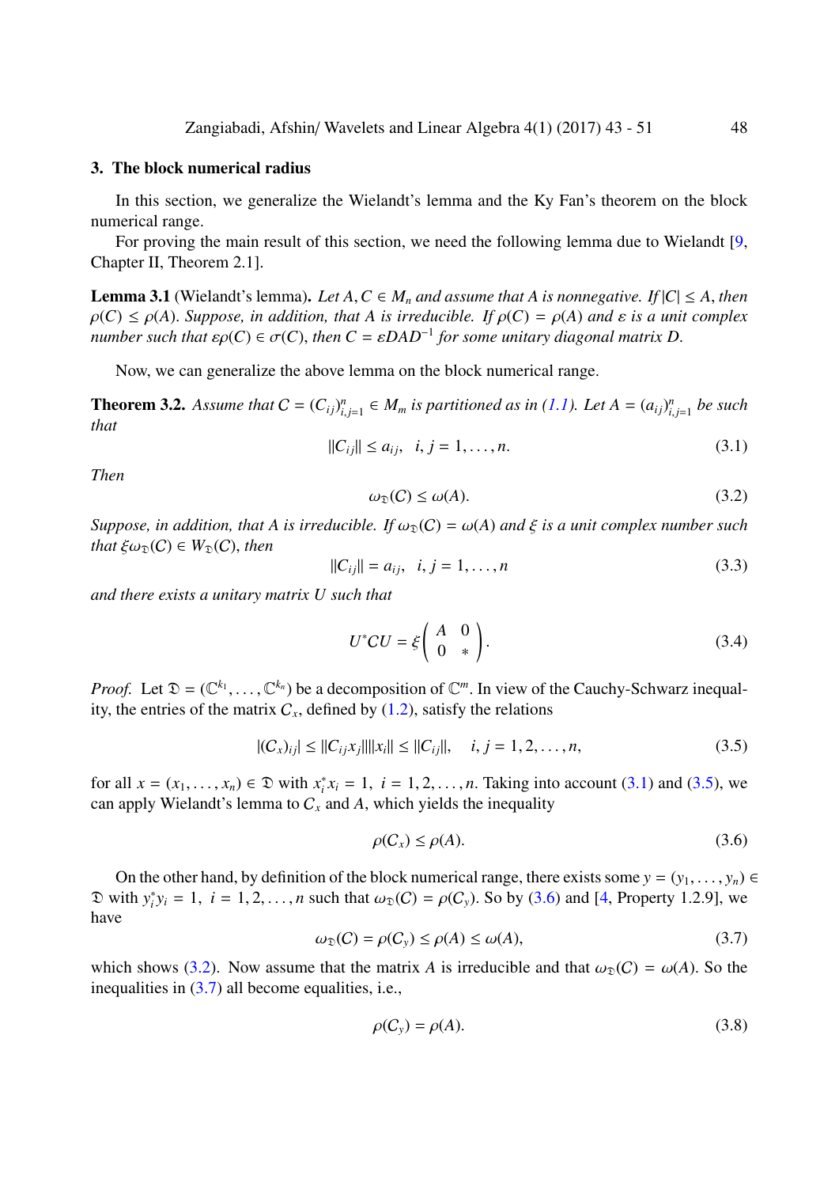## 3. The block numerical radius

In this section, we generalize the Wielandt's lemma and the Ky Fan's theorem on the block numerical range.

For proving the main result of this section, we need the following lemma due to Wielandt [9, Chapter II, Theorem 2.1].

**Lemma 3.1** (Wielandt's lemma)**.** *Let $A, C \in M_n$ and assume that $A$ is nonnegative. If $|C| \leq A$, then $\rho(C) \leq \rho(A)$. Suppose, in addition, that $A$ is irreducible. If $\rho(C) = \rho(A)$ and $\varepsilon$ is a unit complex number such that $\varepsilon\rho(C) \in \sigma(C)$, then $C = \varepsilon DAD^{-1}$ for some unitary diagonal matrix $D$.*

Now, we can generalize the above lemma on the block numerical range.

**Theorem 3.2.** *Assume that $C = (C_{ij})_{i,j=1}^n \in M_m$ is partitioned as in (1.1). Let $A = (a_{ij})_{i,j=1}^n$ be such that*

$$\|C_{ij}\| \leq a_{ij}, \quad i, j = 1, \ldots, n. \tag{3.1}$$

*Then*

$$\omega_{\mathfrak{D}}(C) \leq \omega(A). \tag{3.2}$$

*Suppose, in addition, that $A$ is irreducible. If $\omega_{\mathfrak{D}}(C) = \omega(A)$ and $\xi$ is a unit complex number such that $\xi\omega_{\mathfrak{D}}(C) \in W_{\mathfrak{D}}(C)$, then*

$$\|C_{ij}\| = a_{ij}, \quad i, j = 1, \ldots, n \tag{3.3}$$

*and there exists a unitary matrix $U$ such that*

$$U^*CU = \xi \begin{pmatrix} A & 0 \\ 0 & * \end{pmatrix}. \tag{3.4}$$

*Proof.* Let $\mathfrak{D} = (\mathbb{C}^{k_1}, \ldots, \mathbb{C}^{k_n})$ be a decomposition of $\mathbb{C}^m$. In view of the Cauchy-Schwarz inequality, the entries of the matrix $C_x$, defined by (1.2), satisfy the relations

$$|(C_x)_{ij}| \leq \|C_{ij}x_j\|\|x_i\| \leq \|C_{ij}\|, \quad i, j = 1, 2, \ldots, n, \tag{3.5}$$

for all $x = (x_1, \ldots, x_n) \in \mathfrak{D}$ with $x_i^* x_i = 1, \ i = 1, 2, \ldots, n$. Taking into account (3.1) and (3.5), we can apply Wielandt's lemma to $C_x$ and $A$, which yields the inequality

$$\rho(C_x) \leq \rho(A). \tag{3.6}$$

On the other hand, by definition of the block numerical range, there exists some $y = (y_1, \ldots, y_n) \in \mathfrak{D}$ with $y_i^* y_i = 1, \ i = 1, 2, \ldots, n$ such that $\omega_{\mathfrak{D}}(C) = \rho(C_y)$. So by (3.6) and [4, Property 1.2.9], we have

$$\omega_{\mathfrak{D}}(C) = \rho(C_y) \leq \rho(A) \leq \omega(A), \tag{3.7}$$

which shows (3.2). Now assume that the matrix $A$ is irreducible and that $\omega_{\mathfrak{D}}(C) = \omega(A)$. So the inequalities in (3.7) all become equalities, i.e.,

$$\rho(C_y) = \rho(A). \tag{3.8}$$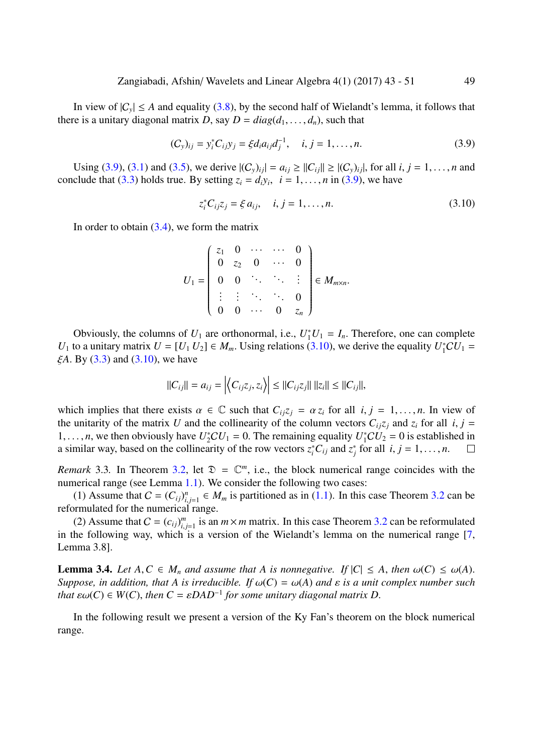In view of $|C_y| \leq A$ and equality (3.8), by the second half of Wielandt's lemma, it follows that there is a unitary diagonal matrix $D$, say $D = diag(d_1, \ldots, d_n)$, such that

$$(C_y)_{ij} = y_i^* C_{ij} y_j = \xi d_i a_{ij} d_j^{-1}, \quad i, j = 1, \ldots, n. \tag{3.9}$$

Using (3.9), (3.1) and (3.5), we derive $|(C_y)_{ij}| = a_{ij} \geq \|C_{ij}\| \geq |(C_y)_{ij}|$, for all $i, j = 1, \ldots, n$ and conclude that (3.3) holds true. By setting $z_i = d_i y_i$, $i = 1, \ldots, n$ in (3.9), we have

$$z_i^* C_{ij} z_j = \xi\, a_{ij}, \quad i, j = 1, \ldots, n. \tag{3.10}$$

In order to obtain (3.4), we form the matrix

$$U_1 = \begin{pmatrix} z_1 & 0 & \cdots & \cdots & 0 \\ 0 & z_2 & 0 & \cdots & 0 \\ 0 & 0 & \ddots & \ddots & \vdots \\ \vdots & \vdots & \ddots & \ddots & 0 \\ 0 & 0 & \cdots & 0 & z_n \end{pmatrix} \in M_{m \times n}.$$

Obviously, the columns of $U_1$ are orthonormal, i.e., $U_1^* U_1 = I_n$. Therefore, one can complete $U_1$ to a unitary matrix $U = [U_1\, U_2] \in M_m$. Using relations (3.10), we derive the equality $U_1^* C U_1 = \xi A$. By (3.3) and (3.10), we have

$$\|C_{ij}\| = a_{ij} = \left|\left\langle C_{ij} z_j, z_i \right\rangle\right| \leq \|C_{ij} z_j\|\, \|z_i\| \leq \|C_{ij}\|,$$

which implies that there exists $\alpha \in \mathbb{C}$ such that $C_{ij} z_j = \alpha\, z_i$ for all $i, j = 1, \ldots, n$. In view of the unitarity of the matrix $U$ and the collinearity of the column vectors $C_{ij} z_j$ and $z_i$ for all $i, j = 1, \ldots, n$, we then obviously have $U_2^* C U_1 = 0$. The remaining equality $U_1^* C U_2 = 0$ is established in a similar way, based on the collinearity of the row vectors $z_i^* C_{ij}$ and $z_j^*$ for all $i, j = 1, \ldots, n$. □

*Remark* 3.3. In Theorem 3.2, let $\mathfrak{D} = \mathbb{C}^m$, i.e., the block numerical range coincides with the numerical range (see Lemma 1.1). We consider the following two cases:

(1) Assume that $C = (C_{ij})_{i,j=1}^n \in M_m$ is partitioned as in (1.1). In this case Theorem 3.2 can be reformulated for the numerical range.

(2) Assume that $C = (c_{ij})_{i,j=1}^m$ is an $m \times m$ matrix. In this case Theorem 3.2 can be reformulated in the following way, which is a version of the Wielandt's lemma on the numerical range [7, Lemma 3.8].

**Lemma 3.4.** *Let $A, C \in M_n$ and assume that $A$ is nonnegative. If $|C| \leq A$, then $\omega(C) \leq \omega(A)$. Suppose, in addition, that $A$ is irreducible. If $\omega(C) = \omega(A)$ and $\varepsilon$ is a unit complex number such that $\varepsilon\omega(C) \in W(C)$, then $C = \varepsilon DAD^{-1}$ for some unitary diagonal matrix $D$.*

In the following result we present a version of the Ky Fan's theorem on the block numerical range.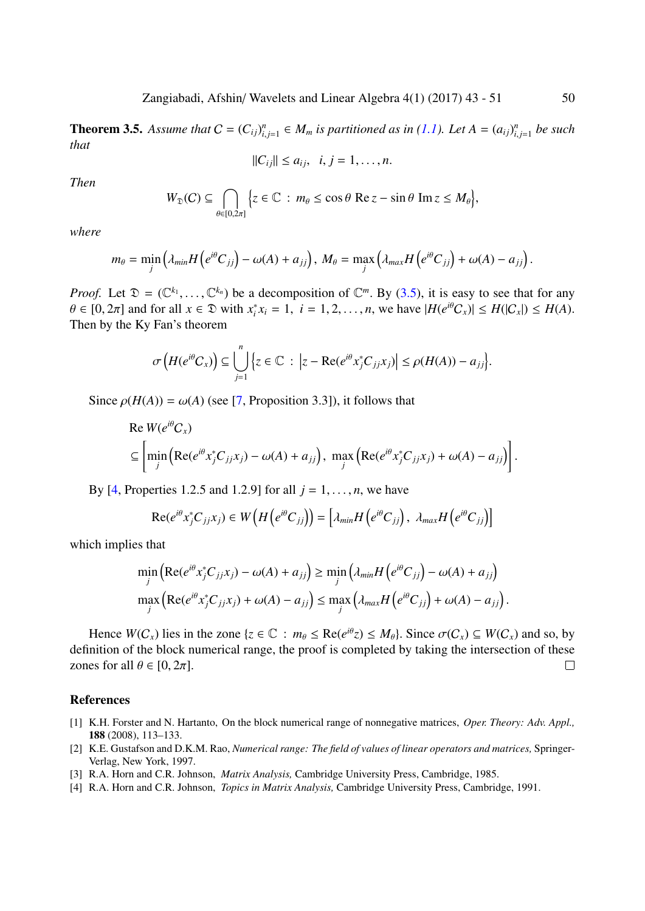**Theorem 3.5.** *Assume that $C = (C_{ij})_{i,j=1}^n \in M_m$ is partitioned as in (1.1). Let $A = (a_{ij})_{i,j=1}^n$ be such that*

$$\|C_{ij}\| \leq a_{ij}, \quad i, j = 1, \ldots, n.$$

*Then*

$$W_{\mathfrak{D}}(C) \subseteq \bigcap_{\theta \in [0,2\pi]} \left\{ z \in \mathbb{C} \, : \, m_\theta \leq \cos\theta \, \mathrm{Re}\, z - \sin\theta \, \mathrm{Im}\, z \leq M_\theta \right\},$$

*where*

$$m_\theta = \min_j \left( \lambda_{min} H\left(e^{i\theta} C_{jj}\right) - \omega(A) + a_{jj} \right), \; M_\theta = \max_j \left( \lambda_{max} H\left(e^{i\theta} C_{jj}\right) + \omega(A) - a_{jj} \right).$$

*Proof.* Let $\mathfrak{D} = (\mathbb{C}^{k_1}, \ldots, \mathbb{C}^{k_n})$ be a decomposition of $\mathbb{C}^m$. By (3.5), it is easy to see that for any $\theta \in [0, 2\pi]$ and for all $x \in \mathfrak{D}$ with $x_i^* x_i = 1, \; i = 1, 2, \ldots, n$, we have $|H(e^{i\theta} C_x)| \leq H(|C_x|) \leq H(A)$. Then by the Ky Fan's theorem

$$\sigma\left(H(e^{i\theta} C_x)\right) \subseteq \bigcup_{j=1}^{n} \left\{ z \in \mathbb{C} \, : \, \left| z - \mathrm{Re}(e^{i\theta} x_j^* C_{jj} x_j) \right| \leq \rho(H(A)) - a_{jj} \right\}.$$

Since $\rho(H(A)) = \omega(A)$ (see [7, Proposition 3.3]), it follows that

$$\begin{aligned} &\mathrm{Re}\, W(e^{i\theta} C_x) \\ &\subseteq \left[ \min_j \left( \mathrm{Re}(e^{i\theta} x_j^* C_{jj} x_j) - \omega(A) + a_{jj} \right), \; \max_j \left( \mathrm{Re}(e^{i\theta} x_j^* C_{jj} x_j) + \omega(A) - a_{jj} \right) \right]. \end{aligned}$$

By [4, Properties 1.2.5 and 1.2.9] for all $j = 1, \ldots, n$, we have

$$\mathrm{Re}(e^{i\theta} x_j^* C_{jj} x_j) \in W\left(H\left(e^{i\theta} C_{jj}\right)\right) = \left[ \lambda_{min} H\left(e^{i\theta} C_{jj}\right), \; \lambda_{max} H\left(e^{i\theta} C_{jj}\right) \right]$$

which implies that

$$\begin{aligned} &\min_j \left( \mathrm{Re}(e^{i\theta} x_j^* C_{jj} x_j) - \omega(A) + a_{jj} \right) \geq \min_j \left( \lambda_{min} H\left(e^{i\theta} C_{jj}\right) - \omega(A) + a_{jj} \right) \\ &\max_j \left( \mathrm{Re}(e^{i\theta} x_j^* C_{jj} x_j) + \omega(A) - a_{jj} \right) \leq \max_j \left( \lambda_{max} H\left(e^{i\theta} C_{jj}\right) + \omega(A) - a_{jj} \right). \end{aligned}$$

Hence $W(C_x)$ lies in the zone $\{z \in \mathbb{C} \, : \, m_\theta \leq \mathrm{Re}(e^{i\theta} z) \leq M_\theta\}$. Since $\sigma(C_x) \subseteq W(C_x)$ and so, by definition of the block numerical range, the proof is completed by taking the intersection of these zones for all $\theta \in [0, 2\pi]$. □

## References

[1] K.H. Forster and N. Hartanto, On the block numerical range of nonnegative matrices, *Oper. Theory: Adv. Appl.,* **188** (2008), 113–133.

[2] K.E. Gustafson and D.K.M. Rao, *Numerical range: The field of values of linear operators and matrices,* Springer-Verlag, New York, 1997.

[3] R.A. Horn and C.R. Johnson, *Matrix Analysis,* Cambridge University Press, Cambridge, 1985.

[4] R.A. Horn and C.R. Johnson, *Topics in Matrix Analysis,* Cambridge University Press, Cambridge, 1991.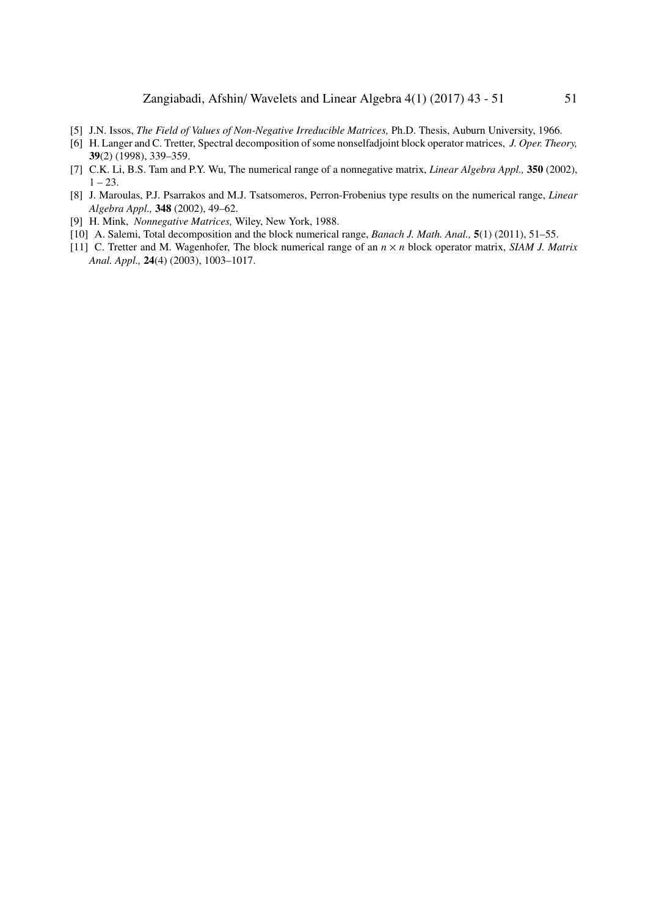[5] J.N. Issos, *The Field of Values of Non-Negative Irreducible Matrices,* Ph.D. Thesis, Auburn University, 1966.

[6] H. Langer and C. Tretter, Spectral decomposition of some nonselfadjoint block operator matrices, *J. Oper. Theory,* **39**(2) (1998), 339–359.

[7] C.K. Li, B.S. Tam and P.Y. Wu, The numerical range of a nonnegative matrix, *Linear Algebra Appl.,* **350** (2002), 1 – 23.

[8] J. Maroulas, P.J. Psarrakos and M.J. Tsatsomeros, Perron-Frobenius type results on the numerical range, *Linear Algebra Appl.,* **348** (2002), 49–62.

[9] H. Mink, *Nonnegative Matrices,* Wiley, New York, 1988.

[10] A. Salemi, Total decomposition and the block numerical range, *Banach J. Math. Anal.,* **5**(1) (2011), 51–55.

[11] C. Tretter and M. Wagenhofer, The block numerical range of an $n \times n$ block operator matrix, *SIAM J. Matrix Anal. Appl.,* **24**(4) (2003), 1003–1017.